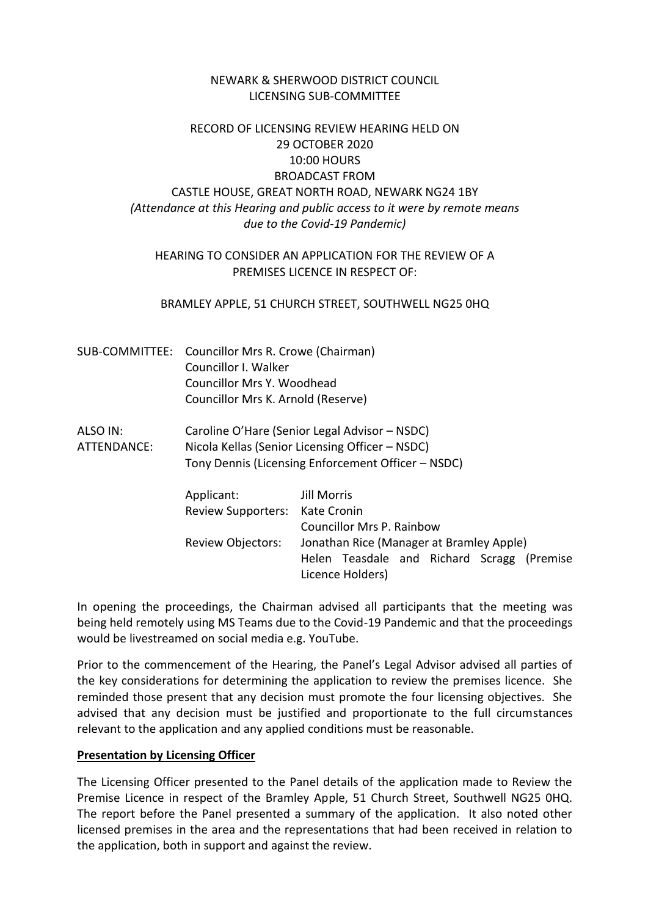NEWARK & SHERWOOD DISTRICT COUNCIL
LICENSING SUB-COMMITTEE

RECORD OF LICENSING REVIEW HEARING HELD ON
29 OCTOBER 2020
10:00 HOURS
BROADCAST FROM
CASTLE HOUSE, GREAT NORTH ROAD, NEWARK NG24 1BY
*(Attendance at this Hearing and public access to it were by remote means due to the Covid-19 Pandemic)*

HEARING TO CONSIDER AN APPLICATION FOR THE REVIEW OF A PREMISES LICENCE IN RESPECT OF:

BRAMLEY APPLE, 51 CHURCH STREET, SOUTHWELL NG25 0HQ

SUB-COMMITTEE: Councillor Mrs R. Crowe (Chairman)
Councillor I. Walker
Councillor Mrs Y. Woodhead
Councillor Mrs K. Arnold (Reserve)

ALSO IN ATTENDANCE: Caroline O'Hare (Senior Legal Advisor – NSDC)
Nicola Kellas (Senior Licensing Officer – NSDC)
Tony Dennis (Licensing Enforcement Officer – NSDC)

| | |
|---|---|
| Applicant: | Jill Morris |
| Review Supporters: | Kate Cronin |
| | Councillor Mrs P. Rainbow |
| Review Objectors: | Jonathan Rice (Manager at Bramley Apple) |
| | Helen Teasdale and Richard Scragg (Premise Licence Holders) |

In opening the proceedings, the Chairman advised all participants that the meeting was being held remotely using MS Teams due to the Covid-19 Pandemic and that the proceedings would be livestreamed on social media e.g. YouTube.

Prior to the commencement of the Hearing, the Panel's Legal Advisor advised all parties of the key considerations for determining the application to review the premises licence. She reminded those present that any decision must promote the four licensing objectives. She advised that any decision must be justified and proportionate to the full circumstances relevant to the application and any applied conditions must be reasonable.

**Presentation by Licensing Officer**

The Licensing Officer presented to the Panel details of the application made to Review the Premise Licence in respect of the Bramley Apple, 51 Church Street, Southwell NG25 0HQ. The report before the Panel presented a summary of the application. It also noted other licensed premises in the area and the representations that had been received in relation to the application, both in support and against the review.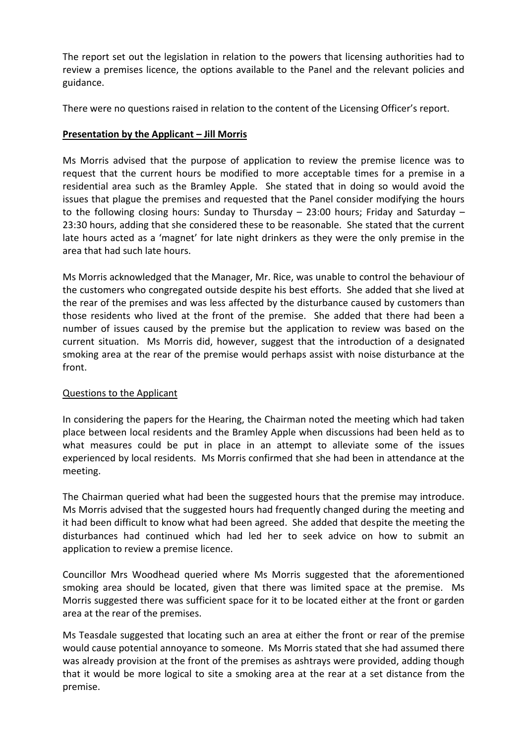The report set out the legislation in relation to the powers that licensing authorities had to review a premises licence, the options available to the Panel and the relevant policies and guidance.

There were no questions raised in relation to the content of the Licensing Officer's report.

**<u>Presentation by the Applicant – Jill Morris</u>**

Ms Morris advised that the purpose of application to review the premise licence was to request that the current hours be modified to more acceptable times for a premise in a residential area such as the Bramley Apple. She stated that in doing so would avoid the issues that plague the premises and requested that the Panel consider modifying the hours to the following closing hours: Sunday to Thursday – 23:00 hours; Friday and Saturday – 23:30 hours, adding that she considered these to be reasonable. She stated that the current late hours acted as a 'magnet' for late night drinkers as they were the only premise in the area that had such late hours.

Ms Morris acknowledged that the Manager, Mr. Rice, was unable to control the behaviour of the customers who congregated outside despite his best efforts. She added that she lived at the rear of the premises and was less affected by the disturbance caused by customers than those residents who lived at the front of the premise. She added that there had been a number of issues caused by the premise but the application to review was based on the current situation. Ms Morris did, however, suggest that the introduction of a designated smoking area at the rear of the premise would perhaps assist with noise disturbance at the front.

<u>Questions to the Applicant</u>

In considering the papers for the Hearing, the Chairman noted the meeting which had taken place between local residents and the Bramley Apple when discussions had been held as to what measures could be put in place in an attempt to alleviate some of the issues experienced by local residents. Ms Morris confirmed that she had been in attendance at the meeting.

The Chairman queried what had been the suggested hours that the premise may introduce. Ms Morris advised that the suggested hours had frequently changed during the meeting and it had been difficult to know what had been agreed. She added that despite the meeting the disturbances had continued which had led her to seek advice on how to submit an application to review a premise licence.

Councillor Mrs Woodhead queried where Ms Morris suggested that the aforementioned smoking area should be located, given that there was limited space at the premise. Ms Morris suggested there was sufficient space for it to be located either at the front or garden area at the rear of the premises.

Ms Teasdale suggested that locating such an area at either the front or rear of the premise would cause potential annoyance to someone. Ms Morris stated that she had assumed there was already provision at the front of the premises as ashtrays were provided, adding though that it would be more logical to site a smoking area at the rear at a set distance from the premise.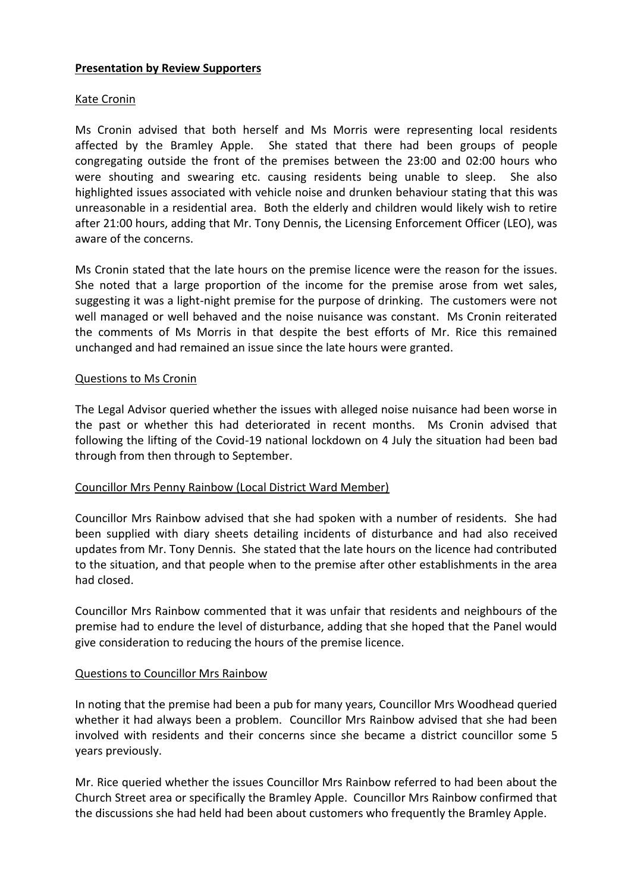**Presentation by Review Supporters**

Kate Cronin

Ms Cronin advised that both herself and Ms Morris were representing local residents affected by the Bramley Apple. She stated that there had been groups of people congregating outside the front of the premises between the 23:00 and 02:00 hours who were shouting and swearing etc. causing residents being unable to sleep. She also highlighted issues associated with vehicle noise and drunken behaviour stating that this was unreasonable in a residential area. Both the elderly and children would likely wish to retire after 21:00 hours, adding that Mr. Tony Dennis, the Licensing Enforcement Officer (LEO), was aware of the concerns.

Ms Cronin stated that the late hours on the premise licence were the reason for the issues. She noted that a large proportion of the income for the premise arose from wet sales, suggesting it was a light-night premise for the purpose of drinking. The customers were not well managed or well behaved and the noise nuisance was constant. Ms Cronin reiterated the comments of Ms Morris in that despite the best efforts of Mr. Rice this remained unchanged and had remained an issue since the late hours were granted.

Questions to Ms Cronin

The Legal Advisor queried whether the issues with alleged noise nuisance had been worse in the past or whether this had deteriorated in recent months. Ms Cronin advised that following the lifting of the Covid-19 national lockdown on 4 July the situation had been bad through from then through to September.

Councillor Mrs Penny Rainbow (Local District Ward Member)

Councillor Mrs Rainbow advised that she had spoken with a number of residents. She had been supplied with diary sheets detailing incidents of disturbance and had also received updates from Mr. Tony Dennis. She stated that the late hours on the licence had contributed to the situation, and that people when to the premise after other establishments in the area had closed.

Councillor Mrs Rainbow commented that it was unfair that residents and neighbours of the premise had to endure the level of disturbance, adding that she hoped that the Panel would give consideration to reducing the hours of the premise licence.

Questions to Councillor Mrs Rainbow

In noting that the premise had been a pub for many years, Councillor Mrs Woodhead queried whether it had always been a problem. Councillor Mrs Rainbow advised that she had been involved with residents and their concerns since she became a district councillor some 5 years previously.

Mr. Rice queried whether the issues Councillor Mrs Rainbow referred to had been about the Church Street area or specifically the Bramley Apple. Councillor Mrs Rainbow confirmed that the discussions she had held had been about customers who frequently the Bramley Apple.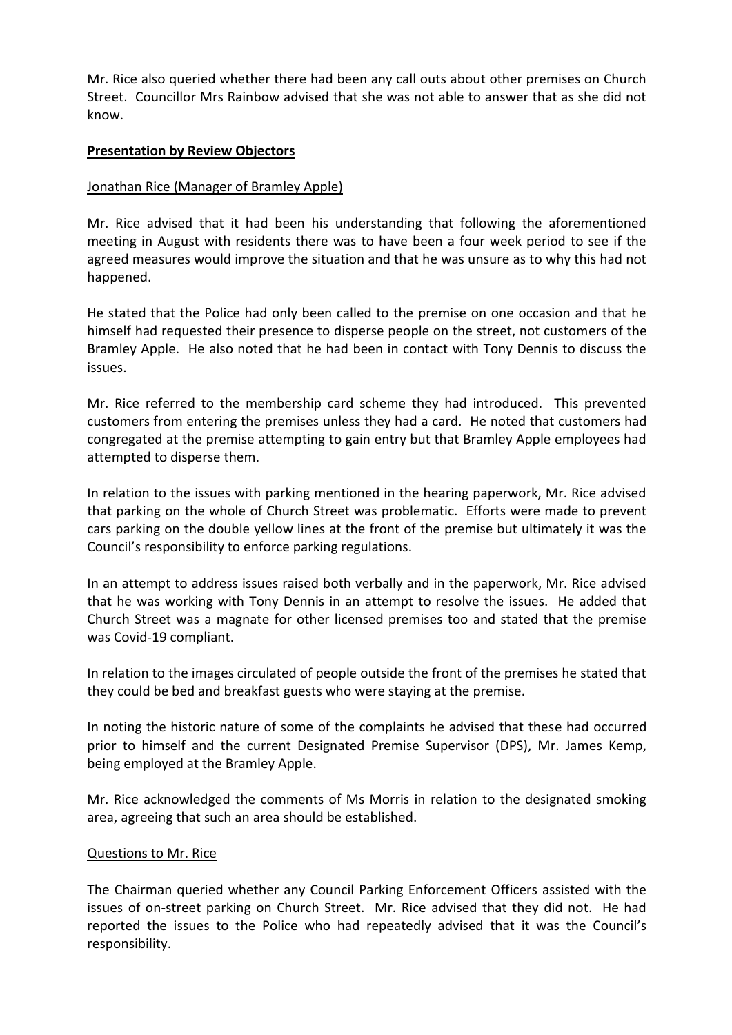Mr. Rice also queried whether there had been any call outs about other premises on Church Street. Councillor Mrs Rainbow advised that she was not able to answer that as she did not know.

**Presentation by Review Objectors**

Jonathan Rice (Manager of Bramley Apple)

Mr. Rice advised that it had been his understanding that following the aforementioned meeting in August with residents there was to have been a four week period to see if the agreed measures would improve the situation and that he was unsure as to why this had not happened.

He stated that the Police had only been called to the premise on one occasion and that he himself had requested their presence to disperse people on the street, not customers of the Bramley Apple. He also noted that he had been in contact with Tony Dennis to discuss the issues.

Mr. Rice referred to the membership card scheme they had introduced. This prevented customers from entering the premises unless they had a card. He noted that customers had congregated at the premise attempting to gain entry but that Bramley Apple employees had attempted to disperse them.

In relation to the issues with parking mentioned in the hearing paperwork, Mr. Rice advised that parking on the whole of Church Street was problematic. Efforts were made to prevent cars parking on the double yellow lines at the front of the premise but ultimately it was the Council's responsibility to enforce parking regulations.

In an attempt to address issues raised both verbally and in the paperwork, Mr. Rice advised that he was working with Tony Dennis in an attempt to resolve the issues. He added that Church Street was a magnate for other licensed premises too and stated that the premise was Covid-19 compliant.

In relation to the images circulated of people outside the front of the premises he stated that they could be bed and breakfast guests who were staying at the premise.

In noting the historic nature of some of the complaints he advised that these had occurred prior to himself and the current Designated Premise Supervisor (DPS), Mr. James Kemp, being employed at the Bramley Apple.

Mr. Rice acknowledged the comments of Ms Morris in relation to the designated smoking area, agreeing that such an area should be established.

Questions to Mr. Rice

The Chairman queried whether any Council Parking Enforcement Officers assisted with the issues of on-street parking on Church Street. Mr. Rice advised that they did not. He had reported the issues to the Police who had repeatedly advised that it was the Council's responsibility.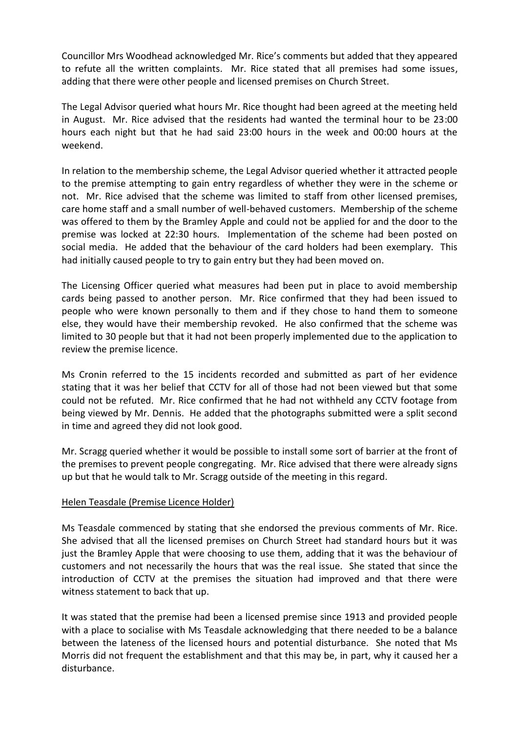Councillor Mrs Woodhead acknowledged Mr. Rice's comments but added that they appeared to refute all the written complaints. Mr. Rice stated that all premises had some issues, adding that there were other people and licensed premises on Church Street.

The Legal Advisor queried what hours Mr. Rice thought had been agreed at the meeting held in August. Mr. Rice advised that the residents had wanted the terminal hour to be 23:00 hours each night but that he had said 23:00 hours in the week and 00:00 hours at the weekend.

In relation to the membership scheme, the Legal Advisor queried whether it attracted people to the premise attempting to gain entry regardless of whether they were in the scheme or not. Mr. Rice advised that the scheme was limited to staff from other licensed premises, care home staff and a small number of well-behaved customers. Membership of the scheme was offered to them by the Bramley Apple and could not be applied for and the door to the premise was locked at 22:30 hours. Implementation of the scheme had been posted on social media. He added that the behaviour of the card holders had been exemplary. This had initially caused people to try to gain entry but they had been moved on.

The Licensing Officer queried what measures had been put in place to avoid membership cards being passed to another person. Mr. Rice confirmed that they had been issued to people who were known personally to them and if they chose to hand them to someone else, they would have their membership revoked. He also confirmed that the scheme was limited to 30 people but that it had not been properly implemented due to the application to review the premise licence.

Ms Cronin referred to the 15 incidents recorded and submitted as part of her evidence stating that it was her belief that CCTV for all of those had not been viewed but that some could not be refuted. Mr. Rice confirmed that he had not withheld any CCTV footage from being viewed by Mr. Dennis. He added that the photographs submitted were a split second in time and agreed they did not look good.

Mr. Scragg queried whether it would be possible to install some sort of barrier at the front of the premises to prevent people congregating. Mr. Rice advised that there were already signs up but that he would talk to Mr. Scragg outside of the meeting in this regard.

<u>Helen Teasdale (Premise Licence Holder)</u>

Ms Teasdale commenced by stating that she endorsed the previous comments of Mr. Rice. She advised that all the licensed premises on Church Street had standard hours but it was just the Bramley Apple that were choosing to use them, adding that it was the behaviour of customers and not necessarily the hours that was the real issue. She stated that since the introduction of CCTV at the premises the situation had improved and that there were witness statement to back that up.

It was stated that the premise had been a licensed premise since 1913 and provided people with a place to socialise with Ms Teasdale acknowledging that there needed to be a balance between the lateness of the licensed hours and potential disturbance. She noted that Ms Morris did not frequent the establishment and that this may be, in part, why it caused her a disturbance.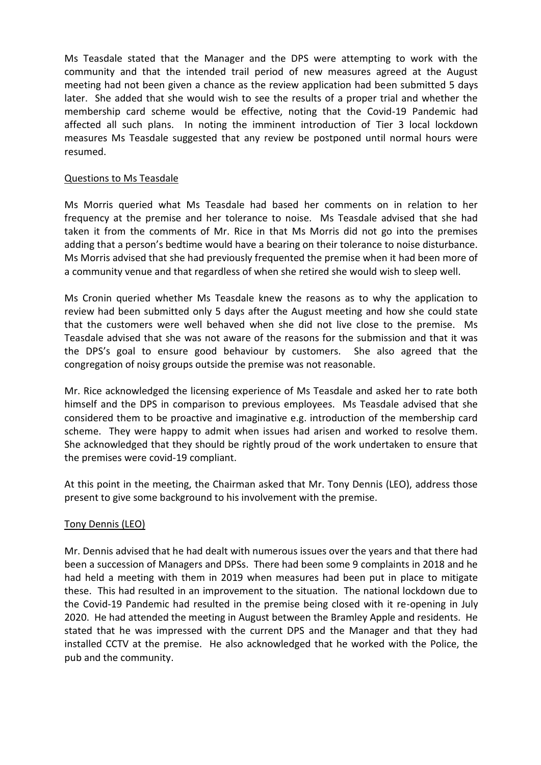Ms Teasdale stated that the Manager and the DPS were attempting to work with the community and that the intended trail period of new measures agreed at the August meeting had not been given a chance as the review application had been submitted 5 days later. She added that she would wish to see the results of a proper trial and whether the membership card scheme would be effective, noting that the Covid-19 Pandemic had affected all such plans. In noting the imminent introduction of Tier 3 local lockdown measures Ms Teasdale suggested that any review be postponed until normal hours were resumed.

Questions to Ms Teasdale

Ms Morris queried what Ms Teasdale had based her comments on in relation to her frequency at the premise and her tolerance to noise. Ms Teasdale advised that she had taken it from the comments of Mr. Rice in that Ms Morris did not go into the premises adding that a person's bedtime would have a bearing on their tolerance to noise disturbance. Ms Morris advised that she had previously frequented the premise when it had been more of a community venue and that regardless of when she retired she would wish to sleep well.

Ms Cronin queried whether Ms Teasdale knew the reasons as to why the application to review had been submitted only 5 days after the August meeting and how she could state that the customers were well behaved when she did not live close to the premise. Ms Teasdale advised that she was not aware of the reasons for the submission and that it was the DPS's goal to ensure good behaviour by customers. She also agreed that the congregation of noisy groups outside the premise was not reasonable.

Mr. Rice acknowledged the licensing experience of Ms Teasdale and asked her to rate both himself and the DPS in comparison to previous employees. Ms Teasdale advised that she considered them to be proactive and imaginative e.g. introduction of the membership card scheme. They were happy to admit when issues had arisen and worked to resolve them. She acknowledged that they should be rightly proud of the work undertaken to ensure that the premises were covid-19 compliant.

At this point in the meeting, the Chairman asked that Mr. Tony Dennis (LEO), address those present to give some background to his involvement with the premise.

Tony Dennis (LEO)

Mr. Dennis advised that he had dealt with numerous issues over the years and that there had been a succession of Managers and DPSs. There had been some 9 complaints in 2018 and he had held a meeting with them in 2019 when measures had been put in place to mitigate these. This had resulted in an improvement to the situation. The national lockdown due to the Covid-19 Pandemic had resulted in the premise being closed with it re-opening in July 2020. He had attended the meeting in August between the Bramley Apple and residents. He stated that he was impressed with the current DPS and the Manager and that they had installed CCTV at the premise. He also acknowledged that he worked with the Police, the pub and the community.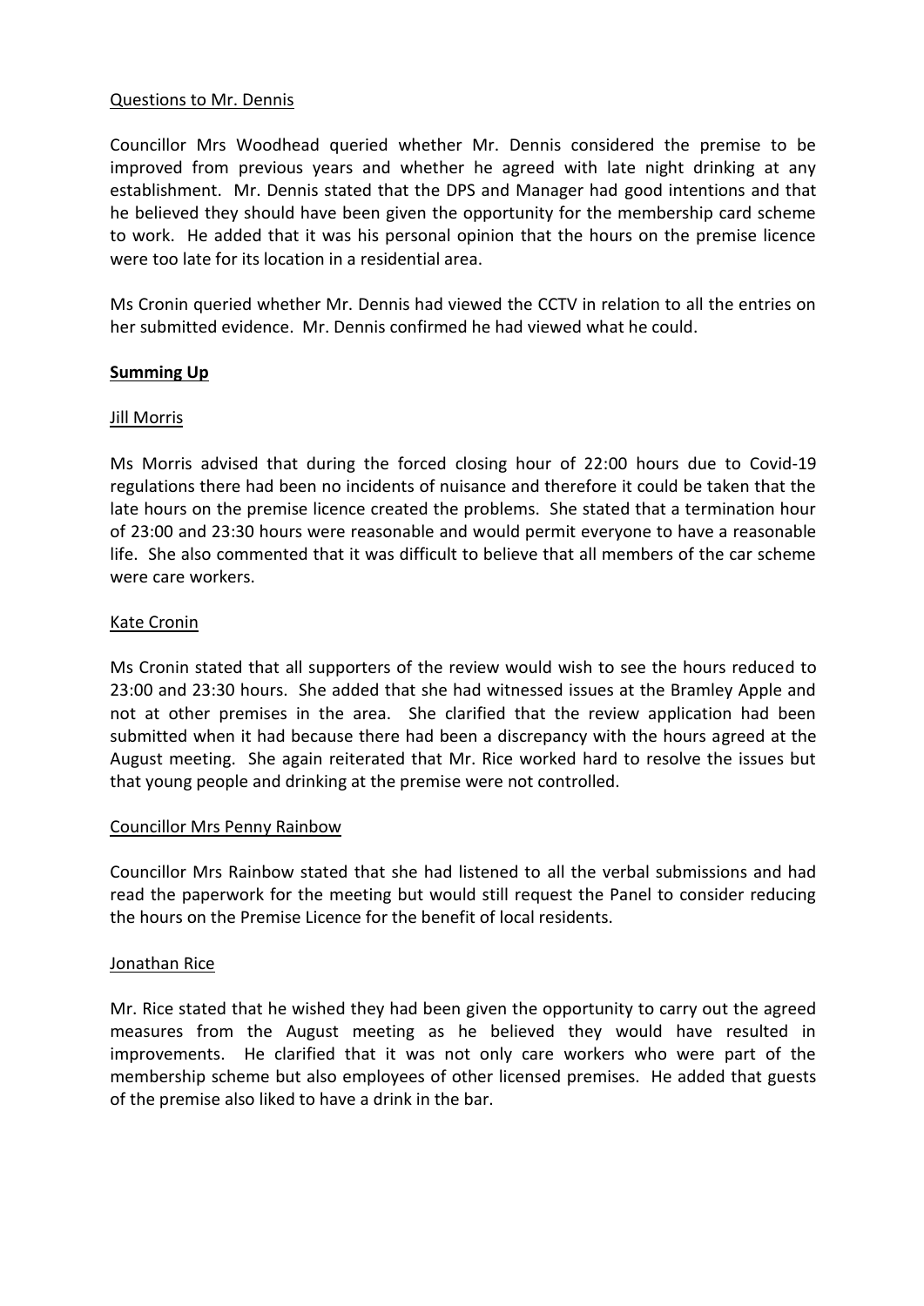Questions to Mr. Dennis

Councillor Mrs Woodhead queried whether Mr. Dennis considered the premise to be improved from previous years and whether he agreed with late night drinking at any establishment. Mr. Dennis stated that the DPS and Manager had good intentions and that he believed they should have been given the opportunity for the membership card scheme to work. He added that it was his personal opinion that the hours on the premise licence were too late for its location in a residential area.

Ms Cronin queried whether Mr. Dennis had viewed the CCTV in relation to all the entries on her submitted evidence. Mr. Dennis confirmed he had viewed what he could.

## Summing Up

Jill Morris

Ms Morris advised that during the forced closing hour of 22:00 hours due to Covid-19 regulations there had been no incidents of nuisance and therefore it could be taken that the late hours on the premise licence created the problems. She stated that a termination hour of 23:00 and 23:30 hours were reasonable and would permit everyone to have a reasonable life. She also commented that it was difficult to believe that all members of the car scheme were care workers.

Kate Cronin

Ms Cronin stated that all supporters of the review would wish to see the hours reduced to 23:00 and 23:30 hours. She added that she had witnessed issues at the Bramley Apple and not at other premises in the area. She clarified that the review application had been submitted when it had because there had been a discrepancy with the hours agreed at the August meeting. She again reiterated that Mr. Rice worked hard to resolve the issues but that young people and drinking at the premise were not controlled.

Councillor Mrs Penny Rainbow

Councillor Mrs Rainbow stated that she had listened to all the verbal submissions and had read the paperwork for the meeting but would still request the Panel to consider reducing the hours on the Premise Licence for the benefit of local residents.

Jonathan Rice

Mr. Rice stated that he wished they had been given the opportunity to carry out the agreed measures from the August meeting as he believed they would have resulted in improvements. He clarified that it was not only care workers who were part of the membership scheme but also employees of other licensed premises. He added that guests of the premise also liked to have a drink in the bar.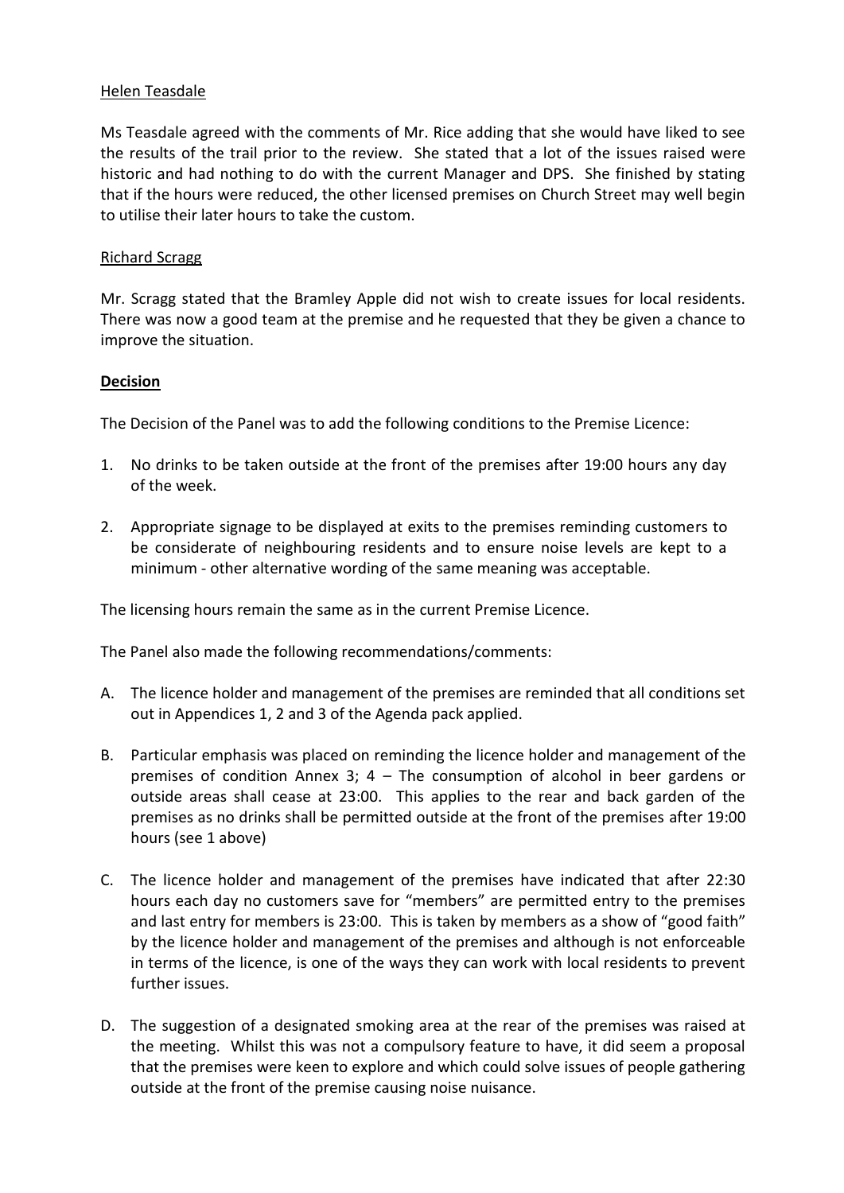Helen Teasdale

Ms Teasdale agreed with the comments of Mr. Rice adding that she would have liked to see the results of the trail prior to the review. She stated that a lot of the issues raised were historic and had nothing to do with the current Manager and DPS. She finished by stating that if the hours were reduced, the other licensed premises on Church Street may well begin to utilise their later hours to take the custom.

Richard Scragg

Mr. Scragg stated that the Bramley Apple did not wish to create issues for local residents. There was now a good team at the premise and he requested that they be given a chance to improve the situation.

**Decision**

The Decision of the Panel was to add the following conditions to the Premise Licence:

1. No drinks to be taken outside at the front of the premises after 19:00 hours any day of the week.

2. Appropriate signage to be displayed at exits to the premises reminding customers to be considerate of neighbouring residents and to ensure noise levels are kept to a minimum - other alternative wording of the same meaning was acceptable.

The licensing hours remain the same as in the current Premise Licence.

The Panel also made the following recommendations/comments:

A. The licence holder and management of the premises are reminded that all conditions set out in Appendices 1, 2 and 3 of the Agenda pack applied.

B. Particular emphasis was placed on reminding the licence holder and management of the premises of condition Annex 3; 4 – The consumption of alcohol in beer gardens or outside areas shall cease at 23:00. This applies to the rear and back garden of the premises as no drinks shall be permitted outside at the front of the premises after 19:00 hours (see 1 above)

C. The licence holder and management of the premises have indicated that after 22:30 hours each day no customers save for "members" are permitted entry to the premises and last entry for members is 23:00. This is taken by members as a show of "good faith" by the licence holder and management of the premises and although is not enforceable in terms of the licence, is one of the ways they can work with local residents to prevent further issues.

D. The suggestion of a designated smoking area at the rear of the premises was raised at the meeting. Whilst this was not a compulsory feature to have, it did seem a proposal that the premises were keen to explore and which could solve issues of people gathering outside at the front of the premise causing noise nuisance.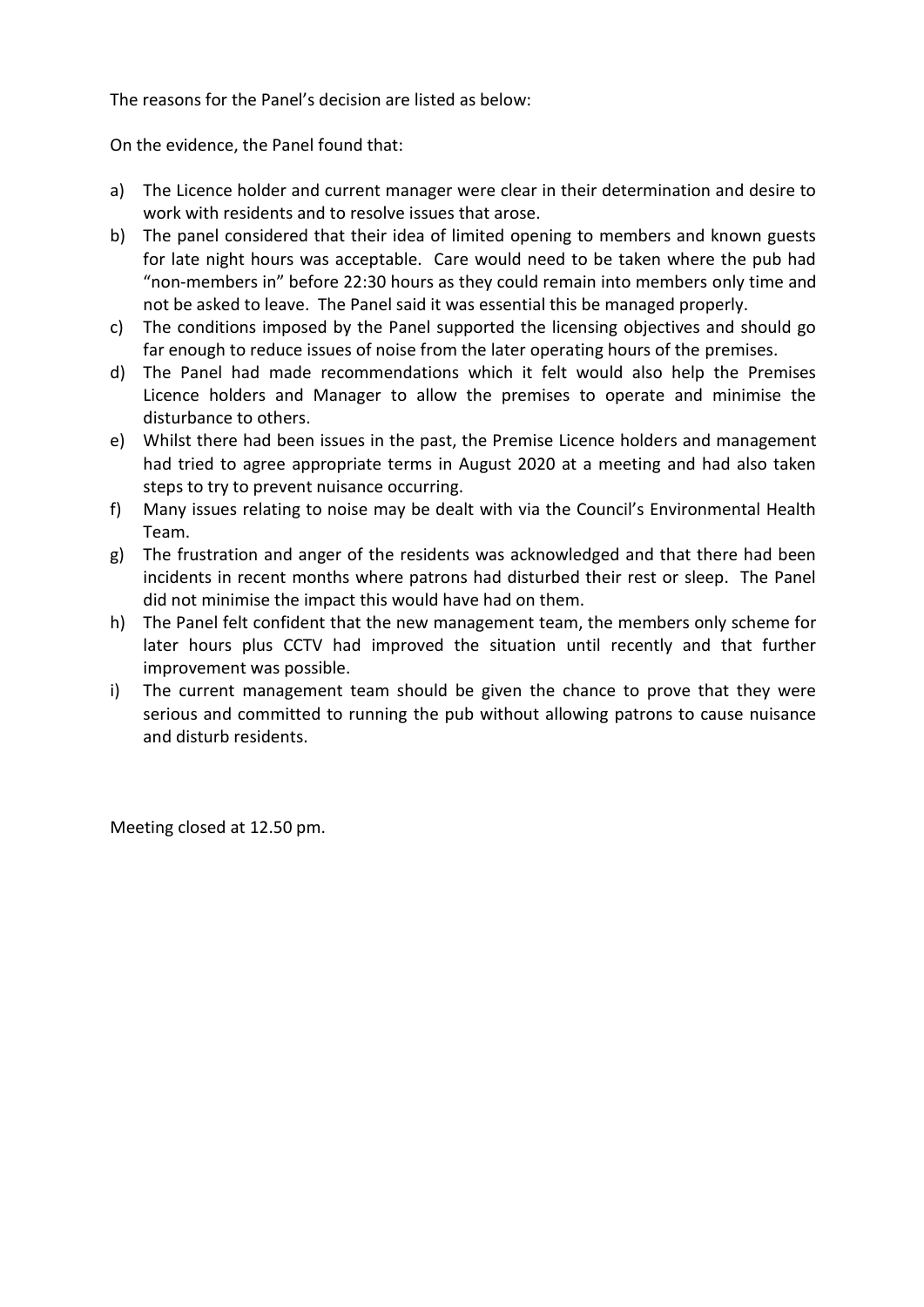The reasons for the Panel's decision are listed as below:

On the evidence, the Panel found that:

a) The Licence holder and current manager were clear in their determination and desire to work with residents and to resolve issues that arose.
b) The panel considered that their idea of limited opening to members and known guests for late night hours was acceptable. Care would need to be taken where the pub had "non-members in" before 22:30 hours as they could remain into members only time and not be asked to leave. The Panel said it was essential this be managed properly.
c) The conditions imposed by the Panel supported the licensing objectives and should go far enough to reduce issues of noise from the later operating hours of the premises.
d) The Panel had made recommendations which it felt would also help the Premises Licence holders and Manager to allow the premises to operate and minimise the disturbance to others.
e) Whilst there had been issues in the past, the Premise Licence holders and management had tried to agree appropriate terms in August 2020 at a meeting and had also taken steps to try to prevent nuisance occurring.
f) Many issues relating to noise may be dealt with via the Council's Environmental Health Team.
g) The frustration and anger of the residents was acknowledged and that there had been incidents in recent months where patrons had disturbed their rest or sleep. The Panel did not minimise the impact this would have had on them.
h) The Panel felt confident that the new management team, the members only scheme for later hours plus CCTV had improved the situation until recently and that further improvement was possible.
i) The current management team should be given the chance to prove that they were serious and committed to running the pub without allowing patrons to cause nuisance and disturb residents.

Meeting closed at 12.50 pm.